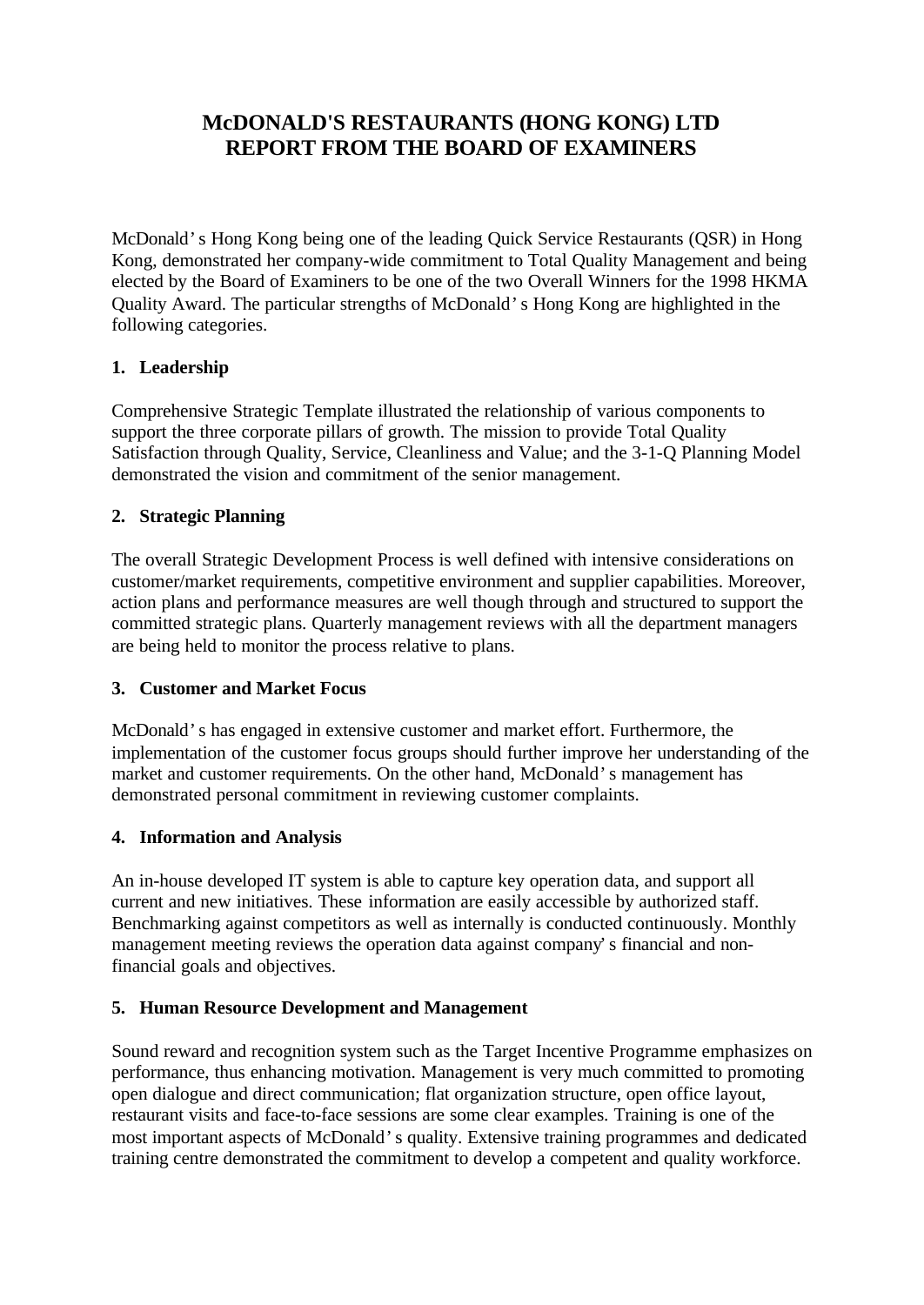# McDONALD'S RESTAURANTS (HONG KONG) LTD
# REPORT FROM THE BOARD OF EXAMINERS

McDonald's Hong Kong being one of the leading Quick Service Restaurants (QSR) in Hong Kong, demonstrated her company-wide commitment to Total Quality Management and being elected by the Board of Examiners to be one of the two Overall Winners for the 1998 HKMA Quality Award. The particular strengths of McDonald's Hong Kong are highlighted in the following categories.

## 1. Leadership

Comprehensive Strategic Template illustrated the relationship of various components to support the three corporate pillars of growth. The mission to provide Total Quality Satisfaction through Quality, Service, Cleanliness and Value; and the 3-1-Q Planning Model demonstrated the vision and commitment of the senior management.

## 2. Strategic Planning

The overall Strategic Development Process is well defined with intensive considerations on customer/market requirements, competitive environment and supplier capabilities. Moreover, action plans and performance measures are well though through and structured to support the committed strategic plans. Quarterly management reviews with all the department managers are being held to monitor the process relative to plans.

## 3. Customer and Market Focus

McDonald's has engaged in extensive customer and market effort. Furthermore, the implementation of the customer focus groups should further improve her understanding of the market and customer requirements. On the other hand, McDonald's management has demonstrated personal commitment in reviewing customer complaints.

## 4. Information and Analysis

An in-house developed IT system is able to capture key operation data, and support all current and new initiatives. These information are easily accessible by authorized staff. Benchmarking against competitors as well as internally is conducted continuously. Monthly management meeting reviews the operation data against company's financial and non-financial goals and objectives.

## 5. Human Resource Development and Management

Sound reward and recognition system such as the Target Incentive Programme emphasizes on performance, thus enhancing motivation. Management is very much committed to promoting open dialogue and direct communication; flat organization structure, open office layout, restaurant visits and face-to-face sessions are some clear examples. Training is one of the most important aspects of McDonald's quality. Extensive training programmes and dedicated training centre demonstrated the commitment to develop a competent and quality workforce.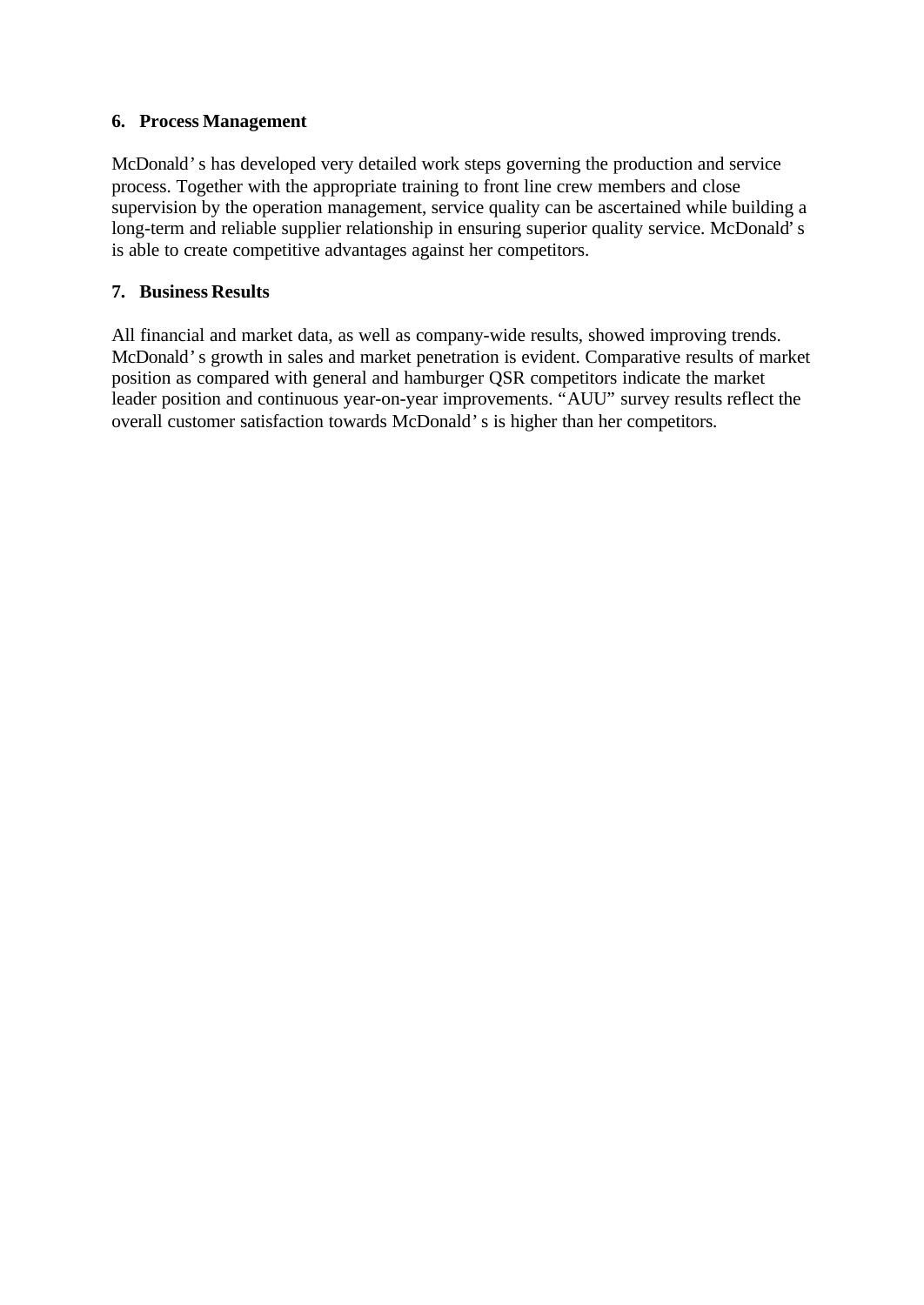**6. Process Management**

McDonald's has developed very detailed work steps governing the production and service process. Together with the appropriate training to front line crew members and close supervision by the operation management, service quality can be ascertained while building a long-term and reliable supplier relationship in ensuring superior quality service. McDonald's is able to create competitive advantages against her competitors.

**7. Business Results**

All financial and market data, as well as company-wide results, showed improving trends. McDonald's growth in sales and market penetration is evident. Comparative results of market position as compared with general and hamburger QSR competitors indicate the market leader position and continuous year-on-year improvements. "AUU" survey results reflect the overall customer satisfaction towards McDonald's is higher than her competitors.